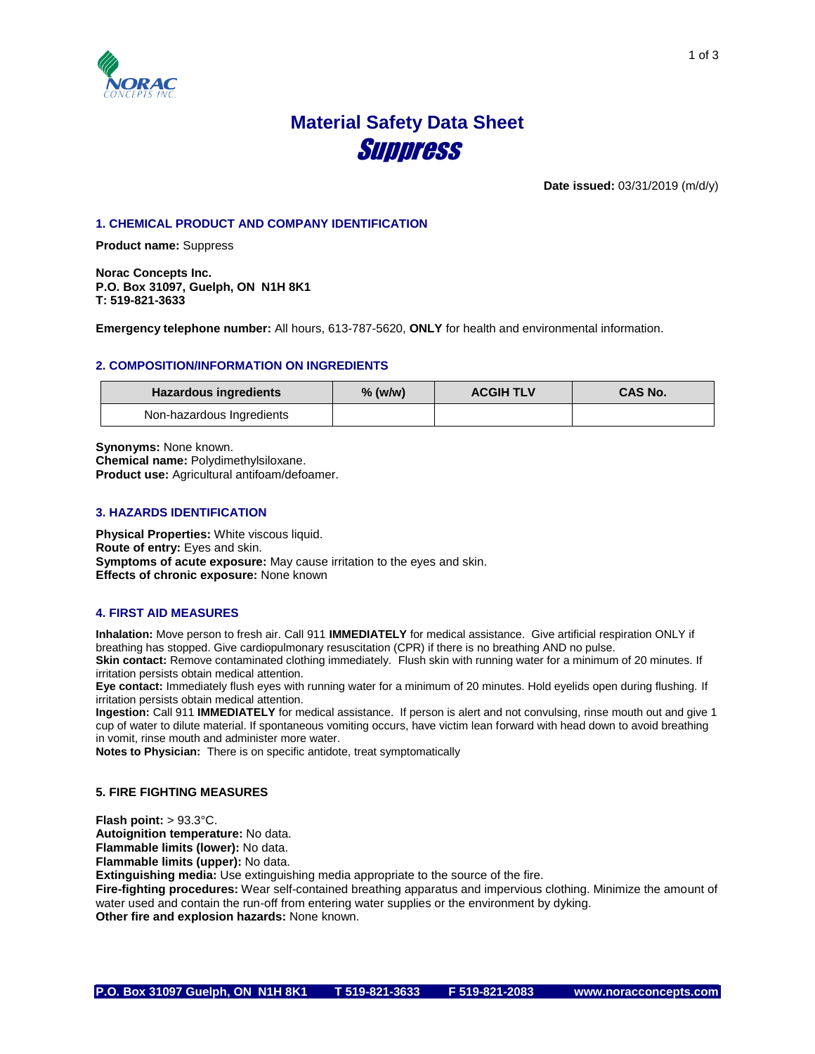# Material Safety Data Sheet

# Suppress

**Date issued:** 03/31/2019 (m/d/y)

## 1. CHEMICAL PRODUCT AND COMPANY IDENTIFICATION

**Product name:** Suppress

**Norac Concepts Inc.**
**P.O. Box 31097, Guelph, ON N1H 8K1**
**T: 519-821-3633**

**Emergency telephone number:** All hours, 613-787-5620, **ONLY** for health and environmental information.

## 2. COMPOSITION/INFORMATION ON INGREDIENTS

| Hazardous ingredients | % (w/w) | ACGIH TLV | CAS No. |
|---|---|---|---|
| Non-hazardous Ingredients | | | |

**Synonyms:** None known.
**Chemical name:** Polydimethylsiloxane.
**Product use:** Agricultural antifoam/defoamer.

## 3. HAZARDS IDENTIFICATION

**Physical Properties:** White viscous liquid.
**Route of entry:** Eyes and skin.
**Symptoms of acute exposure:** May cause irritation to the eyes and skin.
**Effects of chronic exposure:** None known

## 4. FIRST AID MEASURES

**Inhalation:** Move person to fresh air. Call 911 **IMMEDIATELY** for medical assistance. Give artificial respiration ONLY if breathing has stopped. Give cardiopulmonary resuscitation (CPR) if there is no breathing AND no pulse.
**Skin contact:** Remove contaminated clothing immediately. Flush skin with running water for a minimum of 20 minutes. If irritation persists obtain medical attention.
**Eye contact:** Immediately flush eyes with running water for a minimum of 20 minutes. Hold eyelids open during flushing. If irritation persists obtain medical attention.
**Ingestion:** Call 911 **IMMEDIATELY** for medical assistance. If person is alert and not convulsing, rinse mouth out and give 1 cup of water to dilute material. If spontaneous vomiting occurs, have victim lean forward with head down to avoid breathing in vomit, rinse mouth and administer more water.
**Notes to Physician:** There is on specific antidote, treat symptomatically

## 5. FIRE FIGHTING MEASURES

**Flash point:** > 93.3°C.
**Autoignition temperature:** No data.
**Flammable limits (lower):** No data.
**Flammable limits (upper):** No data.
**Extinguishing media:** Use extinguishing media appropriate to the source of the fire.
**Fire-fighting procedures:** Wear self-contained breathing apparatus and impervious clothing. Minimize the amount of water used and contain the run-off from entering water supplies or the environment by dyking.
**Other fire and explosion hazards:** None known.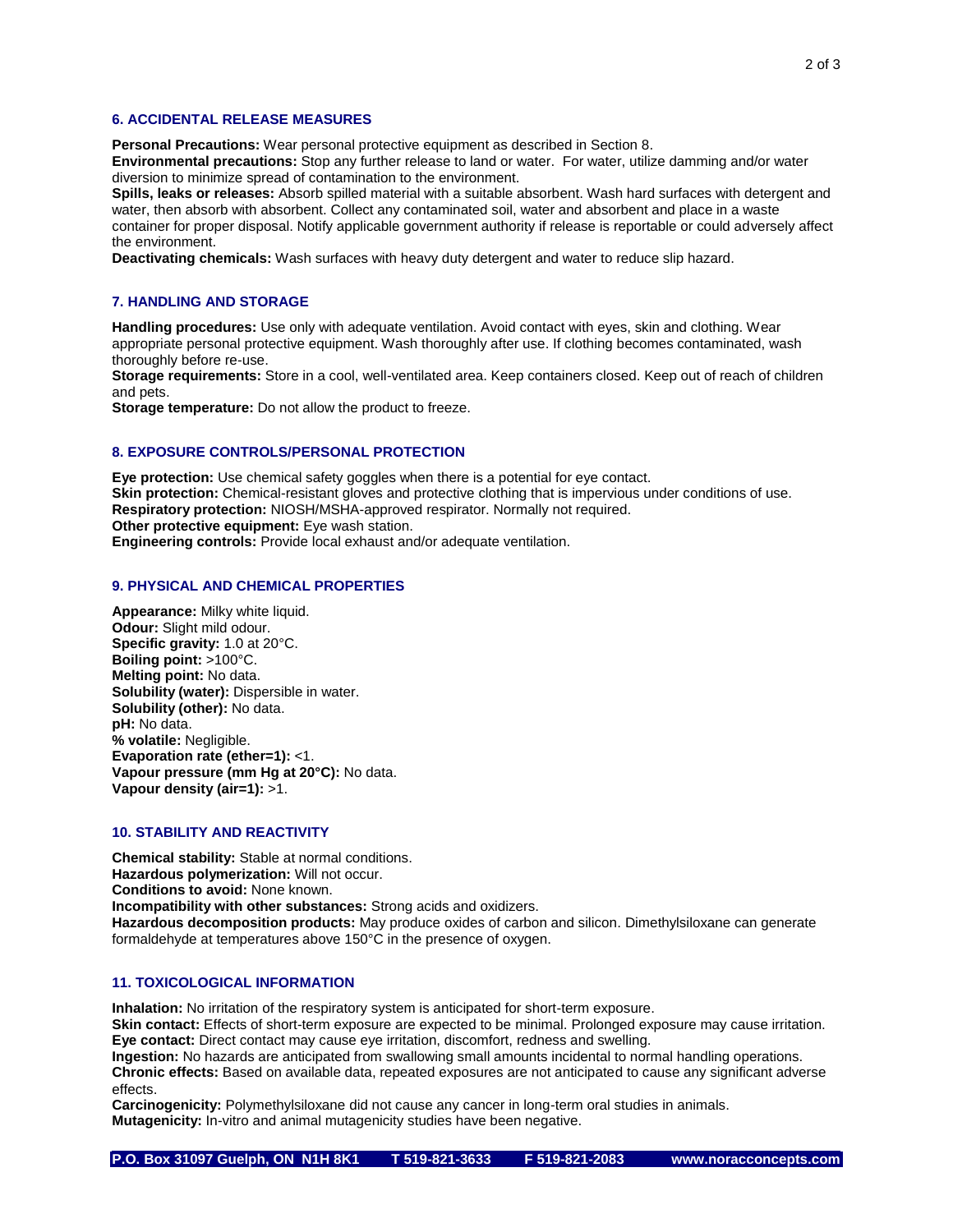## 6. ACCIDENTAL RELEASE MEASURES

**Personal Precautions:** Wear personal protective equipment as described in Section 8.
**Environmental precautions:** Stop any further release to land or water. For water, utilize damming and/or water diversion to minimize spread of contamination to the environment.
**Spills, leaks or releases:** Absorb spilled material with a suitable absorbent. Wash hard surfaces with detergent and water, then absorb with absorbent. Collect any contaminated soil, water and absorbent and place in a waste container for proper disposal. Notify applicable government authority if release is reportable or could adversely affect the environment.
**Deactivating chemicals:** Wash surfaces with heavy duty detergent and water to reduce slip hazard.

## 7. HANDLING AND STORAGE

**Handling procedures:** Use only with adequate ventilation. Avoid contact with eyes, skin and clothing. Wear appropriate personal protective equipment. Wash thoroughly after use. If clothing becomes contaminated, wash thoroughly before re-use.
**Storage requirements:** Store in a cool, well-ventilated area. Keep containers closed. Keep out of reach of children and pets.
**Storage temperature:** Do not allow the product to freeze.

## 8. EXPOSURE CONTROLS/PERSONAL PROTECTION

**Eye protection:** Use chemical safety goggles when there is a potential for eye contact.
**Skin protection:** Chemical-resistant gloves and protective clothing that is impervious under conditions of use.
**Respiratory protection:** NIOSH/MSHA-approved respirator. Normally not required.
**Other protective equipment:** Eye wash station.
**Engineering controls:** Provide local exhaust and/or adequate ventilation.

## 9. PHYSICAL AND CHEMICAL PROPERTIES

**Appearance:** Milky white liquid.
**Odour:** Slight mild odour.
**Specific gravity:** 1.0 at 20°C.
**Boiling point:** >100°C.
**Melting point:** No data.
**Solubility (water):** Dispersible in water.
**Solubility (other):** No data.
**pH:** No data.
**% volatile:** Negligible.
**Evaporation rate (ether=1):** <1.
**Vapour pressure (mm Hg at 20°C):** No data.
**Vapour density (air=1):** >1.

## 10. STABILITY AND REACTIVITY

**Chemical stability:** Stable at normal conditions.
**Hazardous polymerization:** Will not occur.
**Conditions to avoid:** None known.
**Incompatibility with other substances:** Strong acids and oxidizers.
**Hazardous decomposition products:** May produce oxides of carbon and silicon. Dimethylsiloxane can generate formaldehyde at temperatures above 150°C in the presence of oxygen.

## 11. TOXICOLOGICAL INFORMATION

**Inhalation:** No irritation of the respiratory system is anticipated for short-term exposure.
**Skin contact:** Effects of short-term exposure are expected to be minimal. Prolonged exposure may cause irritation.
**Eye contact:** Direct contact may cause eye irritation, discomfort, redness and swelling.
**Ingestion:** No hazards are anticipated from swallowing small amounts incidental to normal handling operations.
**Chronic effects:** Based on available data, repeated exposures are not anticipated to cause any significant adverse effects.
**Carcinogenicity:** Polymethylsiloxane did not cause any cancer in long-term oral studies in animals.
**Mutagenicity:** In-vitro and animal mutagenicity studies have been negative.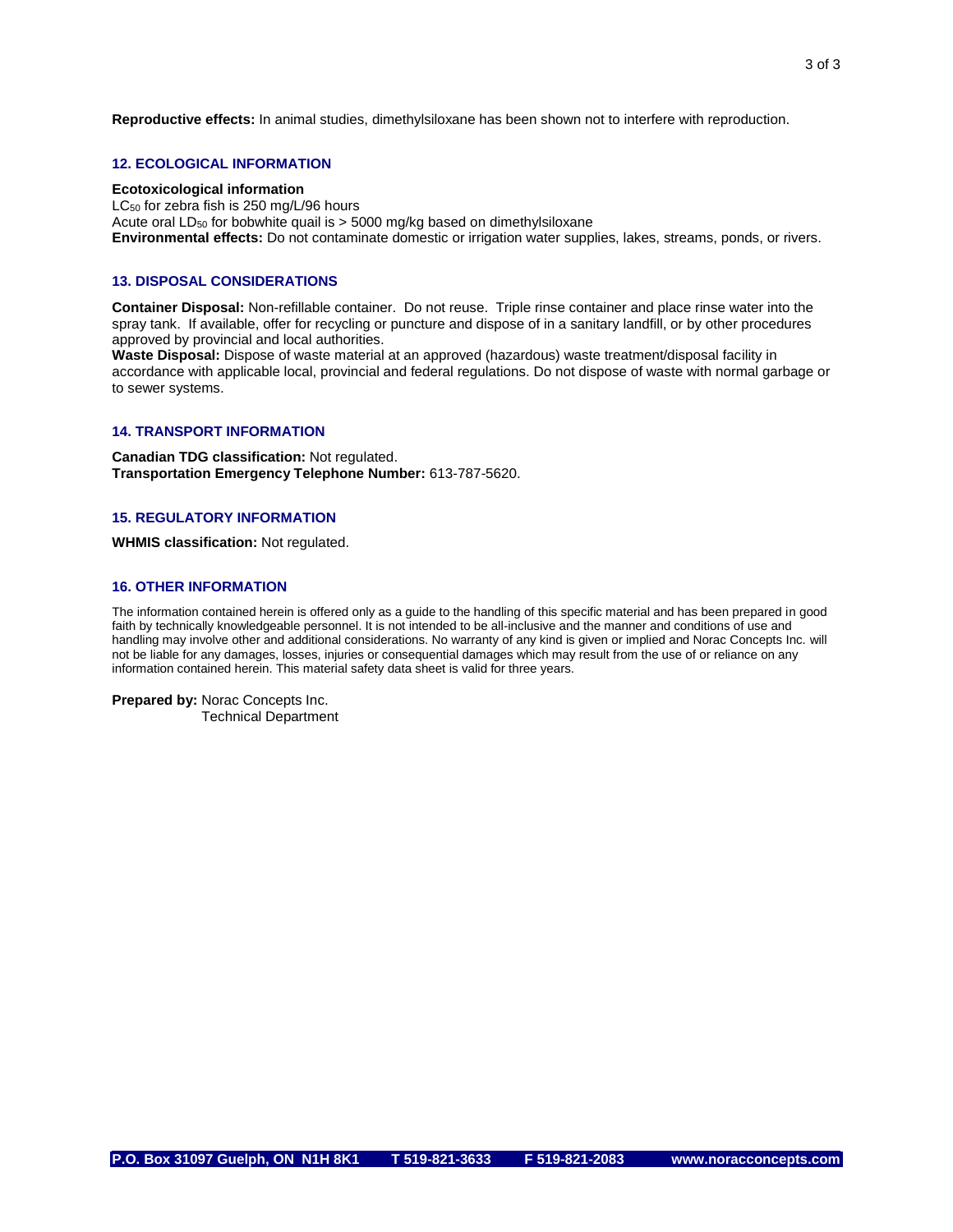**Reproductive effects:** In animal studies, dimethylsiloxane has been shown not to interfere with reproduction.

## 12. ECOLOGICAL INFORMATION

**Ecotoxicological information**

$LC_{50}$ for zebra fish is 250 mg/L/96 hours

Acute oral $LD_{50}$ for bobwhite quail is > 5000 mg/kg based on dimethylsiloxane

**Environmental effects:** Do not contaminate domestic or irrigation water supplies, lakes, streams, ponds, or rivers.

## 13. DISPOSAL CONSIDERATIONS

**Container Disposal:** Non-refillable container. Do not reuse. Triple rinse container and place rinse water into the spray tank. If available, offer for recycling or puncture and dispose of in a sanitary landfill, or by other procedures approved by provincial and local authorities.

**Waste Disposal:** Dispose of waste material at an approved (hazardous) waste treatment/disposal facility in accordance with applicable local, provincial and federal regulations. Do not dispose of waste with normal garbage or to sewer systems.

## 14. TRANSPORT INFORMATION

**Canadian TDG classification:** Not regulated.

**Transportation Emergency Telephone Number:** 613-787-5620.

## 15. REGULATORY INFORMATION

**WHMIS classification:** Not regulated.

## 16. OTHER INFORMATION

The information contained herein is offered only as a guide to the handling of this specific material and has been prepared in good faith by technically knowledgeable personnel. It is not intended to be all-inclusive and the manner and conditions of use and handling may involve other and additional considerations. No warranty of any kind is given or implied and Norac Concepts Inc. will not be liable for any damages, losses, injuries or consequential damages which may result from the use of or reliance on any information contained herein. This material safety data sheet is valid for three years.

**Prepared by:** Norac Concepts Inc.
Technical Department

P.O. Box 31097 Guelph, ON N1H 8K1 T 519-821-3633 F 519-821-2083 www.noracconcepts.com